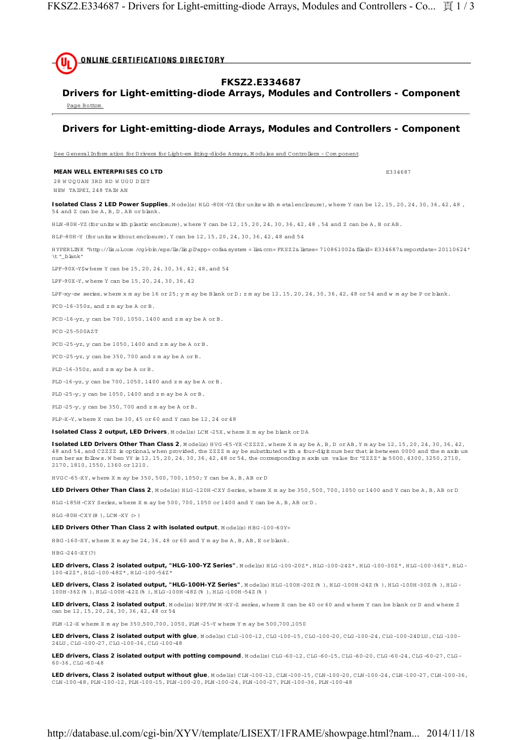ONLINE CERTIFICATIONS DIRECTORY

# FKSZ2.E334687

# Drivers for Light-emitting-diode Arrays, Modules and Controllers - Component

Page Bottom

## Drivers for Light-emitting-diode Arrays, Modules and Controllers - Component

See General Information for Drivers for Light-emitting-diode Arrays, Modules and Controllers - Component

**MEAN WELL ENTERPRISES CO LTD** E334687

28 WUQUAN 3RD RD WUGU DIST
NEW TAIPEI, 248 TAIWAN

**Isolated Class 2 LED Power Supplies**, Model(s) HLG-80H-YZ (for units with metal enclosure), where Y can be 12, 15, 20, 24, 30, 36, 42, 48, 54 and Z can be A, B, D, AB or blank.

HLN-80H-YZ (for units with plastic enclosure), Y can be 12, 15, 20, 24, 30, 36, 42, 48, 54 and Z can be A, B or AB.

HLP-80H-Y (for units without enclosure), Y can be 12, 15, 20, 24, 30, 36, 42, 48 and 54

HYPERLINK "http://lis.ul.com/cgi-bin/eps/lis/lis.pl?app=cofa&system=lis&ccn=FKSZ2&listee=710861002&fileid=E334687&reportdate=20110624" \t "_blank"

LPF-90X-Y$where Y can be 15, 20, 24, 30, 36, 42, 48, and 54

LPF-90X-Y, where Y can be 15, 20, 24, 30, 36, 42

LPF-xy-zw series, where x may be 16 or 25; y may be Blank or D; z may be 12, 15, 20, 24, 30, 36, 42, 48 or 54 and w may be P or blank.

PCD-16-350z, and z may be A or B.

PCD-16-yz, y can be 700, 1050, 1400 and z may be A or B.

PCD-25-500AZT

PCD-25-yz, y can be 1050, 1400 and z may be A or B.

PCD-25-yz, y can be 350, 700 and z may be A or B.

PLD-16-350z, and z may be A or B.

PLD-16-yz, y can be 700, 1050, 1400 and z may be A or B.

PLD-25-y, y can be 1050, 1400 and z may be A or B.

PLD-25-y, y can be 350, 700 and z may be A or B.

PLP-X-Y, where X can be 30, 45 or 60 and Y can be 12, 24 or 48

**Isolated Class 2 output, LED Drivers**, Model(s) LCM-25X, where X may be blank or DA

**Isolated LED Drivers Other Than Class 2**, Model(s) HVG-65-YX-CZZZZ, where X may be A, B, D or AB, Y may be 12, 15, 20, 24, 30, 36, 42, 48 and 54, and CZZZZ is optional, when provided, the ZZZZ may be substituted with a four-digit number that is between 0000 and the maximum number as follows. When YY is 12, 15, 20, 24, 30, 36, 42, 48 or 54, the corresponding maximum value for "ZZZZ" is 5000, 4300, 3250, 2710, 2170, 1810, 1550, 1360 or 1210.

HVGC-65-XY, where X may be 350, 500, 700, 1050; Y can be A, B, AB or D

**LED Drivers Other Than Class 2**, Model(s) HLG-120H-CXY Series, where X may be 350, 500, 700, 1050 or 1400 and Y can be A, B, AB or D

HLG-185H-CXY Series, where X may be 500, 700, 1050 or 1400 and Y can be A, B, AB or D.

HLG-80H-CXY(@), LCM-XY (>)

**LED Drivers Other Than Class 2 with isolated output**, Model(s) HBG-100-60Y=

HBG-160-XY, where X may be 24, 36, 48 or 60 and Y may be A, B, AB, E or blank.

HBG-240-XY(?)

**LED drivers, Class 2 isolated output, "HLG-100-YZ Series"**, Model(s) HLG-100-20Z*, HLG-100-24Z*, HLG-100-30Z*, HLG-100-36Z*, HLG-100-42Z*, HLG-100-48Z*, HLG-100-54Z*

**LED drivers, Class 2 isolated output, "HLG-100H-YZ Series"**, Model(s) HLG-100H-20Z(%), HLG-100H-24Z(%), HLG-100H-30Z(%), HLG-100H-36Z(%), HLG-100H-42Z(%), HLG-100H-48Z(%), HLG-100H-54Z(%)

**LED drivers, Class 2 isolated output**, Model(s) NPF/PWM-XY-Z series, where X can be 40 or 60 and where Y can be blank or D and where Z can be 12, 15, 20, 24, 30, 36, 42, 48 or 54

PLM-12-X where X may be 350,500,700, 1050, PLM-25-Y where Y may be 500,700,1050

**LED drivers, Class 2 isolated output with glue**, Model(s) CLG-100-12, CLG-100-15, CLG-100-20, CLG-100-24, CLG-100-24DLU, CLG-100-24LU, CLG-100-27, CLG-100-36, CLG-100-48

**LED drivers, Class 2 isolated output with potting compound**, Model(s) CLG-60-12, CLG-60-15, CLG-60-20, CLG-60-24, CLG-60-27, CLG-60-36, CLG-60-48

**LED drivers, Class 2 isolated output without glue**, Model(s) CLN-100-12, CLN-100-15, CLN-100-20, CLN-100-24, CLN-100-27, CLN-100-36, CLN-100-48, PLN-100-12, PLN-100-15, PLN-100-20, PLN-100-24, PLN-100-27, PLN-100-36, PLN-100-48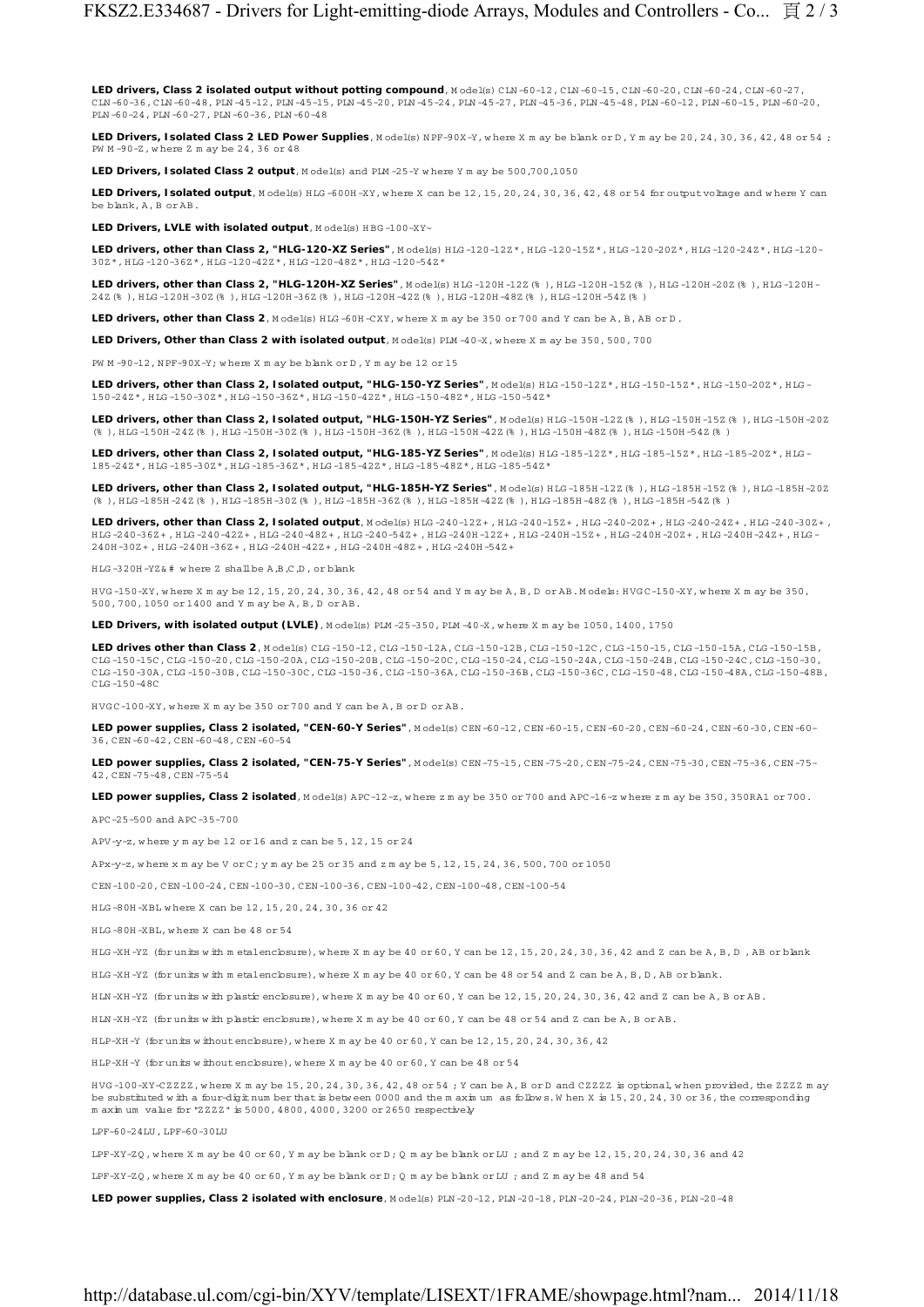**LED drivers, Class 2 isolated output without potting compound**, Model(s) CLN-60-12, CLN-60-15, CLN-60-20, CLN-60-24, CLN-60-27, CLN-60-36, CLN-60-48, PLN-45-12, PLN-45-15, PLN-45-20, PLN-45-24, PLN-45-27, PLN-45-36, PLN-45-48, PLN-60-12, PLN-60-15, PLN-60-20, PLN-60-24, PLN-60-27, PLN-60-36, PLN-60-48

**LED Drivers, Isolated Class 2 LED Power Supplies**, Model(s) NPF-90X-Y, where X may be blank or D, Y may be 20, 24, 30, 36, 42, 48 or 54 ; PWM-90-Z, where Z may be 24, 36 or 48

**LED Drivers, Isolated Class 2 output**, Model(s) and PLM-25-Y where Y may be 500,700,1050

**LED Drivers, Isolated output**, Model(s) HLG-600H-XY, where X can be 12, 15, 20, 24, 30, 36, 42, 48 or 54 for output voltage and where Y can be blank, A, B or AB.

**LED Drivers, LVLE with isolated output**, Model(s) HBG-100-XY~

**LED drivers, other than Class 2, "HLG-120-XZ Series"**, Model(s) HLG-120-12Z*, HLG-120-15Z*, HLG-120-20Z*, HLG-120-24Z*, HLG-120-30Z*, HLG-120-36Z*, HLG-120-42Z*, HLG-120-48Z*, HLG-120-54Z*

**LED drivers, other than Class 2, "HLG-120H-XZ Series"**, Model(s) HLG-120H-12Z(%), HLG-120H-15Z(%), HLG-120H-20Z(%), HLG-120H-24Z(%), HLG-120H-30Z(%), HLG-120H-36Z(%), HLG-120H-42Z(%), HLG-120H-48Z(%), HLG-120H-54Z(%)

**LED drivers, other than Class 2**, Model(s) HLG-60H-CXY, where X may be 350 or 700 and Y can be A, B, AB or D.

**LED Drivers, Other than Class 2 with isolated output**, Model(s) PLM-40-X, where X may be 350, 500, 700

PWM-90-12, NPF-90X-Y; where X may be blank or D, Y may be 12 or 15

**LED drivers, other than Class 2, Isolated output, "HLG-150-YZ Series"**, Model(s) HLG-150-12Z*, HLG-150-15Z*, HLG-150-20Z*, HLG-150-24Z*, HLG-150-30Z*, HLG-150-36Z*, HLG-150-42Z*, HLG-150-48Z*, HLG-150-54Z*

**LED drivers, other than Class 2, Isolated output, "HLG-150H-YZ Series"**, Model(s) HLG-150H-12Z(%), HLG-150H-15Z(%), HLG-150H-20Z(%), HLG-150H-24Z(%), HLG-150H-30Z(%), HLG-150H-36Z(%), HLG-150H-42Z(%), HLG-150H-48Z(%), HLG-150H-54Z(%)

**LED drivers, other than Class 2, Isolated output, "HLG-185-YZ Series"**, Model(s) HLG-185-12Z*, HLG-185-15Z*, HLG-185-20Z*, HLG-185-24Z*, HLG-185-30Z*, HLG-185-36Z*, HLG-185-42Z*, HLG-185-48Z*, HLG-185-54Z*

**LED drivers, other than Class 2, Isolated output, "HLG-185H-YZ Series"**, Model(s) HLG-185H-12Z(%), HLG-185H-15Z(%), HLG-185H-20Z(%), HLG-185H-24Z(%), HLG-185H-30Z(%), HLG-185H-36Z(%), HLG-185H-42Z(%), HLG-185H-48Z(%), HLG-185H-54Z(%)

**LED drivers, other than Class 2, Isolated output**, Model(s) HLG-240-12Z+, HLG-240-15Z+, HLG-240-20Z+, HLG-240-24Z+, HLG-240-30Z+, HLG-240-36Z+, HLG-240-42Z+, HLG-240-48Z+, HLG-240-54Z+, HLG-240H-12Z+, HLG-240H-15Z+, HLG-240H-20Z+, HLG-240H-24Z+, HLG-240H-30Z+, HLG-240H-36Z+, HLG-240H-42Z+, HLG-240H-48Z+, HLG-240H-54Z+

HLG-320H-YZ&# where Z shall be A,B,C,D, or blank

HVG-150-XY, where X may be 12, 15, 20, 24, 30, 36, 42, 48 or 54 and Y may be A, B, D or AB. Models: HVGC-150-XY, where X may be 350, 500, 700, 1050 or 1400 and Y may be A, B, D or AB.

**LED Drivers, with isolated output (LVLE)**, Model(s) PLM-25-350, PLM-40-X, where X may be 1050, 1400, 1750

**LED drives other than Class 2**, Model(s) CLG-150-12, CLG-150-12A, CLG-150-12B, CLG-150-12C, CLG-150-15, CLG-150-15A, CLG-150-15B, CLG-150-15C, CLG-150-20, CLG-150-20A, CLG-150-20B, CLG-150-20C, CLG-150-24, CLG-150-24A, CLG-150-24B, CLG-150-24C, CLG-150-30, CLG-150-30A, CLG-150-30B, CLG-150-30C, CLG-150-36, CLG-150-36A, CLG-150-36B, CLG-150-36C, CLG-150-48, CLG-150-48A, CLG-150-48B, CLG-150-48C

HVGC-100-XY, where X may be 350 or 700 and Y can be A, B or D or AB.

**LED power supplies, Class 2 isolated, "CEN-60-Y Series"**, Model(s) CEN-60-12, CEN-60-15, CEN-60-20, CEN-60-24, CEN-60-30, CEN-60-36, CEN-60-42, CEN-60-48, CEN-60-54

**LED power supplies, Class 2 isolated, "CEN-75-Y Series"**, Model(s) CEN-75-15, CEN-75-20, CEN-75-24, CEN-75-30, CEN-75-36, CEN-75-42, CEN-75-48, CEN-75-54

**LED power supplies, Class 2 isolated**, Model(s) APC-12-z, where z may be 350 or 700 and APC-16-z where z may be 350, 350RA1 or 700.

APC-25-500 and APC-35-700

APV-y-z, where y may be 12 or 16 and z can be 5, 12, 15 or 24

APx-y-z, where x may be V or C; y may be 25 or 35 and z may be 5, 12, 15, 24, 36, 500, 700 or 1050

CEN-100-20, CEN-100-24, CEN-100-30, CEN-100-36, CEN-100-42, CEN-100-48, CEN-100-54

HLG-80H-XBL where X can be 12, 15, 20, 24, 30, 36 or 42

HLG-80H-XBL, where X can be 48 or 54

HLG-XH-YZ (for units with metal enclosure), where X may be 40 or 60, Y can be 12, 15, 20, 24, 30, 36, 42 and Z can be A, B, D , AB or blank

HLG-XH-YZ (for units with metal enclosure), where X may be 40 or 60, Y can be 48 or 54 and Z can be A, B, D, AB or blank.

HLN-XH-YZ (for units with plastic enclosure), where X may be 40 or 60, Y can be 12, 15, 20, 24, 30, 36, 42 and Z can be A, B or AB.

HLN-XH-YZ (for units with plastic enclosure), where X may be 40 or 60, Y can be 48 or 54 and Z can be A, B or AB.

HLP-XH-Y (for units without enclosure), where X may be 40 or 60, Y can be 12, 15, 20, 24, 30, 36, 42

HLP-XH-Y (for units without enclosure), where X may be 40 or 60, Y can be 48 or 54

HVG-100-XY-CZZZZ, where X may be 15, 20, 24, 30, 36, 42, 48 or 54 ; Y can be A, B or D and CZZZZ is optional, when provided, the ZZZZ may be substituted with a four-digit number that is between 0000 and the maximum as follows. When X is 15, 20, 24, 30 or 36, the corresponding maximum value for "ZZZZ" is 5000, 4800, 4000, 3200 or 2650 respectively

LPF-60-24LU, LPF-60-30LU

LPF-XY-ZQ, where X may be 40 or 60, Y may be blank or D; Q may be blank or LU ; and Z may be 12, 15, 20, 24, 30, 36 and 42

LPF-XY-ZQ, where X may be 40 or 60, Y may be blank or D; Q may be blank or LU ; and Z may be 48 and 54

**LED power supplies, Class 2 isolated with enclosure**, Model(s) PLN-20-12, PLN-20-18, PLN-20-24, PLN-20-36, PLN-20-48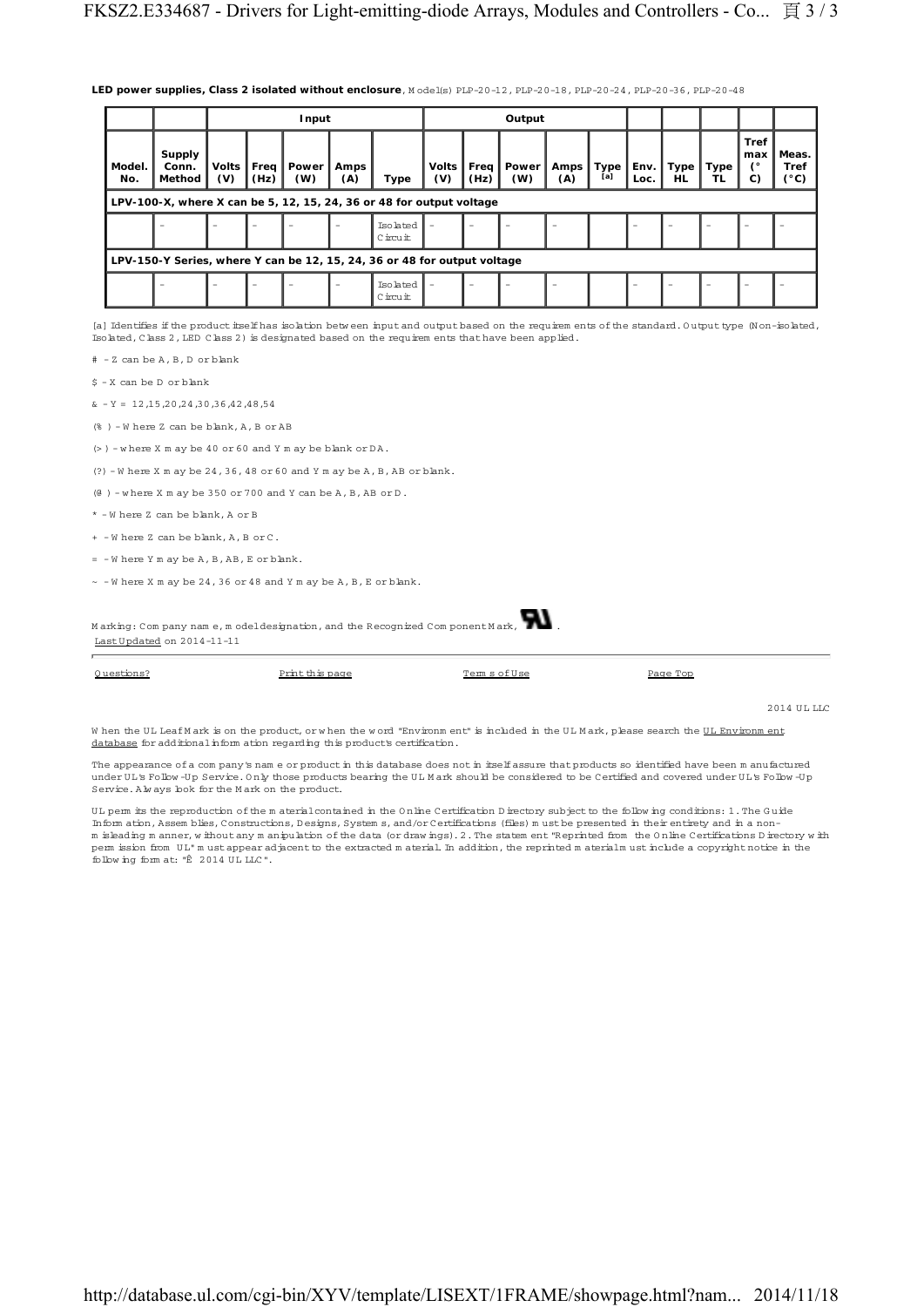**LED power supplies, Class 2 isolated without enclosure**, Model(s) PLP-20-12, PLP-20-18, PLP-20-24, PLP-20-36, PLP-20-48

| | | Input | | | | | Output | | | | | | | | | |
|---|---|---|---|---|---|---|---|---|---|---|---|---|---|---|---|---|
| Model. No. | Supply Conn. Method | Volts (V) | Freq (Hz) | Power (W) | Amps (A) | Type | Volts (V) | Freq (Hz) | Power (W) | Amps (A) | Type [a] | Env. Loc. | Type HL | Type TL | Tref max (°C) | Meas. Tref (°C) |
| **LPV-100-X, where X can be 5, 12, 15, 24, 36 or 48 for output voltage** | | | | | | | | | | | | | | | | |
| | - | - | - | - | - | Isolated Circuit | - | - | - | - | | - | - | - | - | - |
| **LPV-150-Y Series, where Y can be 12, 15, 24, 36 or 48 for output voltage** | | | | | | | | | | | | | | | | |
| | - | - | - | - | - | Isolated Circuit | - | - | - | - | | - | - | - | - | - |

[a] Identifies if the product itself has isolation between input and output based on the requirements of the standard. Output type (Non-isolated, Isolated, Class 2, LED Class 2) is designated based on the requirements that have been applied.

# - Z can be A, B, D or blank

$ - X can be D or blank

& - Y = 12,15,20,24,30,36,42,48,54

(%) - Where Z can be blank, A, B or AB

(>) - where X may be 40 or 60 and Y may be blank or DA.

(?) - Where X may be 24, 36, 48 or 60 and Y may be A, B, AB or blank.

(@) - where X may be 350 or 700 and Y can be A, B, AB or D.

* - Where Z can be blank, A or B

+ - Where Z can be blank, A, B or C.

= - Where Y may be A, B, AB, E or blank.

~ - Where X may be 24, 36 or 48 and Y may be A, B, E or blank.

Marking: Company name, model designation, and the Recognized Component Mark, .

Last Updated on 2014-11-11

Questions? Print this page Terms of Use Page Top

2014 UL LLC

When the UL Leaf Mark is on the product, or when the word "Environment" is included in the UL Mark, please search the UL Environment database for additional information regarding this product's certification.

The appearance of a company's name or product in this database does not in itself assure that products so identified have been manufactured under UL's Follow-Up Service. Only those products bearing the UL Mark should be considered to be Certified and covered under UL's Follow-Up Service. Always look for the Mark on the product.

UL permits the reproduction of the material contained in the Online Certification Directory subject to the following conditions: 1. The Guide Information, Assemblies, Constructions, Designs, Systems, and/or Certifications (files) must be presented in their entirety and in a non-misleading manner, without any manipulation of the data (or drawings). 2. The statement "Reprinted from the Online Certifications Directory with permission from UL" must appear adjacent to the extracted material. In addition, the reprinted material must include a copyright notice in the following format: "Ê 2014 UL LLC".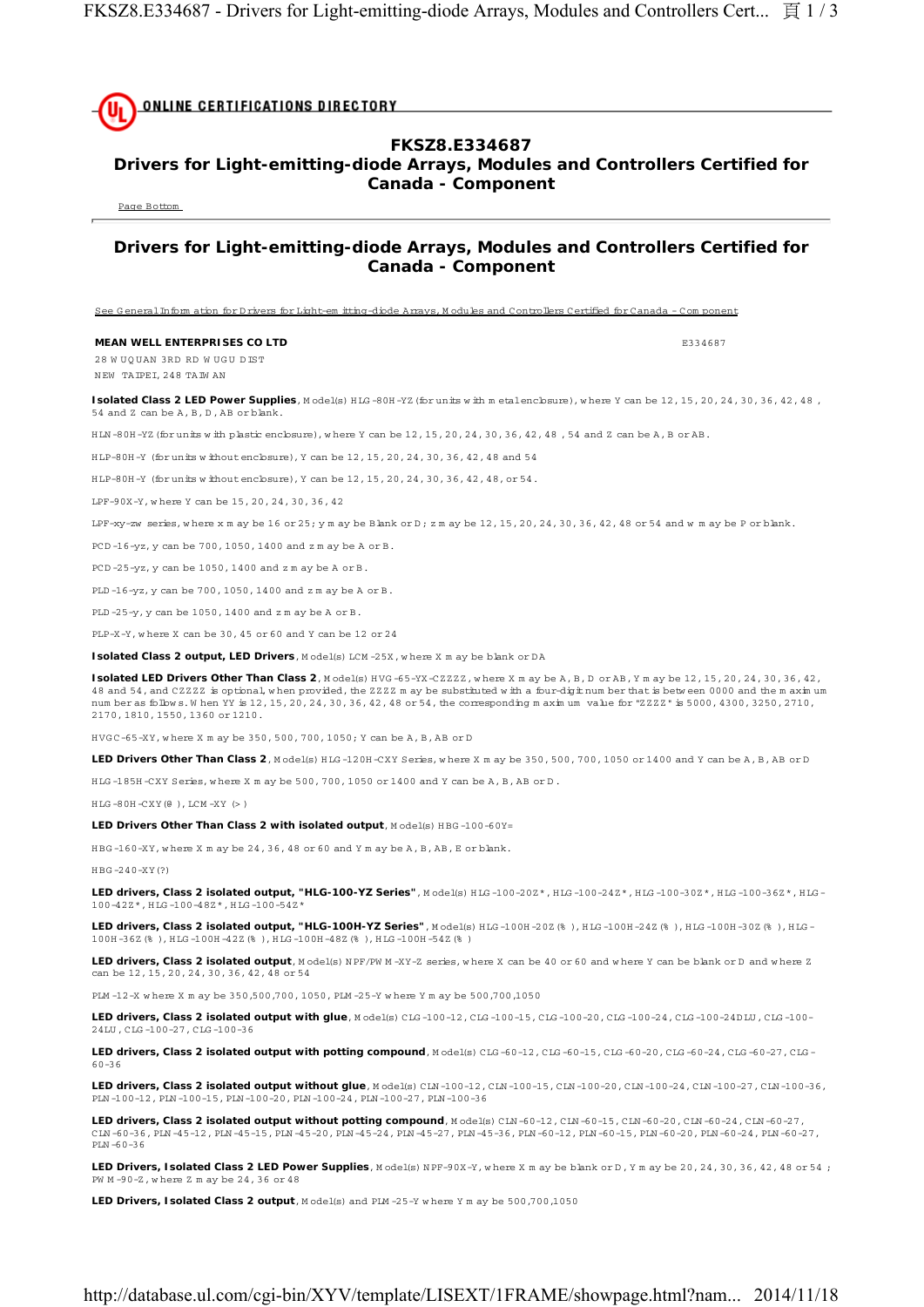ONLINE CERTIFICATIONS DIRECTORY

# FKSZ8.E334687
# Drivers for Light-emitting-diode Arrays, Modules and Controllers Certified for Canada - Component

Page Bottom

## Drivers for Light-emitting-diode Arrays, Modules and Controllers Certified for Canada - Component

See General Information for Drivers for Light-emitting-diode Arrays, Modules and Controllers Certified for Canada - Component

**MEAN WELL ENTERPRISES CO LTD** E334687

28 WUQUAN 3RD RD WUGU DIST
NEW TAIPEI, 248 TAIWAN

**Isolated Class 2 LED Power Supplies**, Model(s) HLG-80H-YZ (for units with metal enclosure), where Y can be 12, 15, 20, 24, 30, 36, 42, 48, 54 and Z can be A, B, D, AB or blank.

HLN-80H-YZ (for units with plastic enclosure), where Y can be 12, 15, 20, 24, 30, 36, 42, 48, 54 and Z can be A, B or AB.

HLP-80H-Y (for units without enclosure), Y can be 12, 15, 20, 24, 30, 36, 42, 48 and 54

HLP-80H-Y (for units without enclosure), Y can be 12, 15, 20, 24, 30, 36, 42, 48, or 54.

LPF-90X-Y, where Y can be 15, 20, 24, 30, 36, 42

LPF-xy-zw series, where x may be 16 or 25; y may be Blank or D; z may be 12, 15, 20, 24, 30, 36, 42, 48 or 54 and w may be P or blank.

PCD-16-yz, y can be 700, 1050, 1400 and z may be A or B.

PCD-25-yz, y can be 1050, 1400 and z may be A or B.

PLD-16-yz, y can be 700, 1050, 1400 and z may be A or B.

PLD-25-y, y can be 1050, 1400 and z may be A or B.

PLP-X-Y, where X can be 30, 45 or 60 and Y can be 12 or 24

**Isolated Class 2 output, LED Drivers**, Model(s) LCM-25X, where X may be blank or DA

**Isolated LED Drivers Other Than Class 2**, Model(s) HVG-65-YX-CZZZZ, where X may be A, B, D or AB, Y may be 12, 15, 20, 24, 30, 36, 42, 48 and 54, and CZZZZ is optional, when provided, the ZZZZ may be substituted with a four-digit number that is between 0000 and the maximum number as follows. When YY is 12, 15, 20, 24, 30, 36, 42, 48 or 54, the corresponding maximum value for "ZZZZ" is 5000, 4300, 3250, 2710, 2170, 1810, 1550, 1360 or 1210.

HVGC-65-XY, where X may be 350, 500, 700, 1050; Y can be A, B, AB or D

**LED Drivers Other Than Class 2**, Model(s) HLG-120H-CXY Series, where X may be 350, 500, 700, 1050 or 1400 and Y can be A, B, AB or D

HLG-185H-CXY Series, where X may be 500, 700, 1050 or 1400 and Y can be A, B, AB or D.

HLG-80H-CXY(@), LCM-XY (>)

**LED Drivers Other Than Class 2 with isolated output**, Model(s) HBG-100-60Y=

HBG-160-XY, where X may be 24, 36, 48 or 60 and Y may be A, B, AB, E or blank.

HBG-240-XY(?)

**LED drivers, Class 2 isolated output, "HLG-100-YZ Series"**, Model(s) HLG-100-20Z*, HLG-100-24Z*, HLG-100-30Z*, HLG-100-36Z*, HLG-100-42Z*, HLG-100-48Z*, HLG-100-54Z*

**LED drivers, Class 2 isolated output, "HLG-100H-YZ Series"**, Model(s) HLG-100H-20Z(%), HLG-100H-24Z(%), HLG-100H-30Z(%), HLG-100H-36Z(%), HLG-100H-42Z(%), HLG-100H-48Z(%), HLG-100H-54Z(%)

**LED drivers, Class 2 isolated output**, Model(s) NPF/PWM-XY-Z series, where X can be 40 or 60 and where Y can be blank or D and where Z can be 12, 15, 20, 24, 30, 36, 42, 48 or 54

PLM-12-X where X may be 350,500,700, 1050, PLM-25-Y where Y may be 500,700,1050

**LED drivers, Class 2 isolated output with glue**, Model(s) CLG-100-12, CLG-100-15, CLG-100-20, CLG-100-24, CLG-100-24DLU, CLG-100-24LU, CLG-100-27, CLG-100-36

**LED drivers, Class 2 isolated output with potting compound**, Model(s) CLG-60-12, CLG-60-15, CLG-60-20, CLG-60-24, CLG-60-27, CLG-60-36

**LED drivers, Class 2 isolated output without glue**, Model(s) CLN-100-12, CLN-100-15, CLN-100-20, CLN-100-24, CLN-100-27, CLN-100-36, PLN-100-12, PLN-100-15, PLN-100-20, PLN-100-24, PLN-100-27, PLN-100-36

**LED drivers, Class 2 isolated output without potting compound**, Model(s) CLN-60-12, CLN-60-15, CLN-60-20, CLN-60-24, CLN-60-27, CLN-60-36, PLN-45-12, PLN-45-15, PLN-45-20, PLN-45-24, PLN-45-27, PLN-45-36, PLN-60-12, PLN-60-15, PLN-60-20, PLN-60-24, PLN-60-27, PLN-60-36

**LED Drivers, Isolated Class 2 LED Power Supplies**, Model(s) NPF-90X-Y, where X may be blank or D, Y may be 20, 24, 30, 36, 42, 48 or 54; PWM-90-Z, where Z may be 24, 36 or 48

**LED Drivers, Isolated Class 2 output**, Model(s) and PLM-25-Y where Y may be 500,700,1050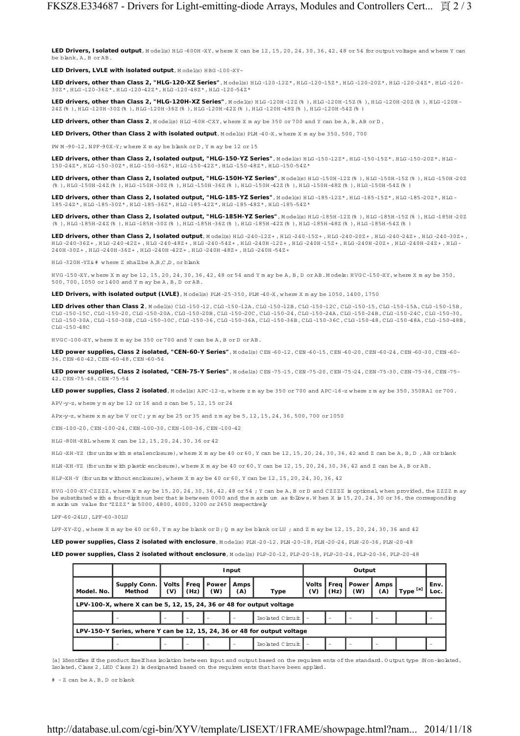**LED Drivers, Isolated output**, Model(s) HLG-600H-XY, where X can be 12, 15, 20, 24, 30, 36, 42, 48 or 54 for output voltage and where Y can be blank, A, B or AB.

**LED Drivers, LVLE with isolated output**, Model(s) HBG-100-XY~

**LED drivers, other than Class 2, "HLG-120-XZ Series"**, Model(s) HLG-120-12Z*, HLG-120-15Z*, HLG-120-20Z*, HLG-120-24Z*, HLG-120-30Z*, HLG-120-36Z*, HLG-120-42Z*, HLG-120-48Z*, HLG-120-54Z*

**LED drivers, other than Class 2, "HLG-120H-XZ Series"**, Model(s) HLG-120H-12Z(%), HLG-120H-15Z(%), HLG-120H-20Z(%), HLG-120H-24Z(%), HLG-120H-30Z(%), HLG-120H-36Z(%), HLG-120H-42Z(%), HLG-120H-48Z(%), HLG-120H-54Z(%)

**LED drivers, other than Class 2**, Model(s) HLG-60H-CXY, where X may be 350 or 700 and Y can be A, B, AB or D.

**LED Drivers, Other than Class 2 with isolated output**, Model(s) PLM-40-X, where X may be 350, 500, 700

PWM-90-12, NPF-90X-Y; where X may be blank or D, Y may be 12 or 15

**LED drivers, other than Class 2, Isolated output, "HLG-150-YZ Series"**, Model(s) HLG-150-12Z*, HLG-150-15Z*, HLG-150-20Z*, HLG-150-24Z*, HLG-150-30Z*, HLG-150-36Z*, HLG-150-42Z*, HLG-150-48Z*, HLG-150-54Z*

**LED drivers, other than Class 2, Isolated output, "HLG-150H-YZ Series"**, Model(s) HLG-150H-12Z(%), HLG-150H-15Z(%), HLG-150H-20Z(%), HLG-150H-24Z(%), HLG-150H-30Z(%), HLG-150H-36Z(%), HLG-150H-42Z(%), HLG-150H-48Z(%), HLG-150H-54Z(%)

**LED drivers, other than Class 2, Isolated output, "HLG-185-YZ Series"**, Model(s) HLG-185-12Z*, HLG-185-15Z*, HLG-185-20Z*, HLG-185-24Z*, HLG-185-30Z*, HLG-185-36Z*, HLG-185-42Z*, HLG-185-48Z*, HLG-185-54Z*

**LED drivers, other than Class 2, Isolated output, "HLG-185H-YZ Series"**, Model(s) HLG-185H-12Z(%), HLG-185H-15Z(%), HLG-185H-20Z(%), HLG-185H-24Z(%), HLG-185H-30Z(%), HLG-185H-36Z(%), HLG-185H-42Z(%), HLG-185H-48Z(%), HLG-185H-54Z(%)

**LED drivers, other than Class 2, Isolated output**, Model(s) HLG-240-12Z+, HLG-240-15Z+, HLG-240-20Z+, HLG-240-24Z+, HLG-240-30Z+, HLG-240-36Z+, HLG-240-42Z+, HLG-240-48Z+, HLG-240-54Z+, HLG-240H-12Z+, HLG-240H-15Z+, HLG-240H-20Z+, HLG-240H-24Z+, HLG-240H-30Z+, HLG-240H-36Z+, HLG-240H-42Z+, HLG-240H-48Z+, HLG-240H-54Z+

HLG-320H-YZ&# where Z shall be A,B,C,D, or blank

HVG-150-XY, where X may be 12, 15, 20, 24, 30, 36, 42, 48 or 54 and Y may be A, B, D or AB. Models: HVGC-150-XY, where X may be 350, 500, 700, 1050 or 1400 and Y may be A, B, D or AB.

**LED Drivers, with isolated output (LVLE)**, Model(s) PLM-25-350, PLM-40-X, where X may be 1050, 1400, 1750

**LED drives other than Class 2**, Model(s) CLG-150-12, CLG-150-12A, CLG-150-12B, CLG-150-12C, CLG-150-15, CLG-150-15A, CLG-150-15B, CLG-150-15C, CLG-150-20, CLG-150-20A, CLG-150-20B, CLG-150-20C, CLG-150-24, CLG-150-24A, CLG-150-24B, CLG-150-24C, CLG-150-30, CLG-150-30A, CLG-150-30B, CLG-150-30C, CLG-150-36, CLG-150-36A, CLG-150-36B, CLG-150-36C, CLG-150-48, CLG-150-48A, CLG-150-48B, CLG-150-48C

HVGC-100-XY, where X may be 350 or 700 and Y can be A, B or D or AB.

**LED power supplies, Class 2 isolated, "CEN-60-Y Series"**, Model(s) CEN-60-12, CEN-60-15, CEN-60-20, CEN-60-24, CEN-60-30, CEN-60-36, CEN-60-42, CEN-60-48, CEN-60-54

**LED power supplies, Class 2 isolated, "CEN-75-Y Series"**, Model(s) CEN-75-15, CEN-75-20, CEN-75-24, CEN-75-30, CEN-75-36, CEN-75-42, CEN-75-48, CEN-75-54

**LED power supplies, Class 2 isolated**, Model(s) APC-12-z, where z may be 350 or 700 and APC-16-z where z may be 350, 350RA1 or 700.

APV-y-z, where y may be 12 or 16 and z can be 5, 12, 15 or 24

APx-y-z, where x may be V or C; y may be 25 or 35 and z may be 5, 12, 15, 24, 36, 500, 700 or 1050

CEN-100-20, CEN-100-24, CEN-100-30, CEN-100-36, CEN-100-42

HLG-80H-XBL where X can be 12, 15, 20, 24, 30, 36 or 42

HLG-XH-YZ (for units with metal enclosure), where X may be 40 or 60, Y can be 12, 15, 20, 24, 30, 36, 42 and Z can be A, B, D, AB or blank

HLN-XH-YZ (for units with plastic enclosure), where X may be 40 or 60, Y can be 12, 15, 20, 24, 30, 36, 42 and Z can be A, B or AB.

HLP-XH-Y (for units without enclosure), where X may be 40 or 60, Y can be 12, 15, 20, 24, 30, 36, 42

HVG-100-XY-CZZZZ, where X may be 15, 20, 24, 30, 36, 42, 48 or 54 ; Y can be A, B or D and CZZZZ is optional, when provided, the ZZZZ may be substituted with a four-digit number that is between 0000 and the maximum as follows. When X is 15, 20, 24, 30 or 36, the corresponding maximum value for "ZZZZ" is 5000, 4800, 4000, 3200 or 2650 respectively

LPF-60-24LU, LPF-60-30LU

LPF-XY-ZQ, where X may be 40 or 60, Y may be blank or D; Q may be blank or LU ; and Z may be 12, 15, 20, 24, 30, 36 and 42

**LED power supplies, Class 2 isolated with enclosure**, Model(s) PLN-20-12, PLN-20-18, PLN-20-24, PLN-20-36, PLN-20-48

**LED power supplies, Class 2 isolated without enclosure**, Model(s) PLP-20-12, PLP-20-18, PLP-20-24, PLP-20-36, PLP-20-48

| | | Input | | | | | Output | | | | | |
|---|---|---|---|---|---|---|---|---|---|---|---|---|
| **Model. No.** | **Supply Conn. Method** | **Volts (V)** | **Freq (Hz)** | **Power (W)** | **Amps (A)** | **Type** | **Volts (V)** | **Freq (Hz)** | **Power (W)** | **Amps (A)** | **Type [a]** | **Env. Loc.** |
| **LPV-100-X, where X can be 5, 12, 15, 24, 36 or 48 for output voltage** | | | | | | | | | | | | |
| | - | - | - | - | - | Isolated Circuit | - | - | - | - | | - |
| **LPV-150-Y Series, where Y can be 12, 15, 24, 36 or 48 for output voltage** | | | | | | | | | | | | |
| | - | - | - | - | - | Isolated Circuit | - | - | - | - | | - |

[a] Identifies if the product itself has isolation between input and output based on the requirements of the standard. Output type (Non-isolated, Isolated, Class 2, LED Class 2) is designated based on the requirements that have been applied.

# - Z can be A, B, D or blank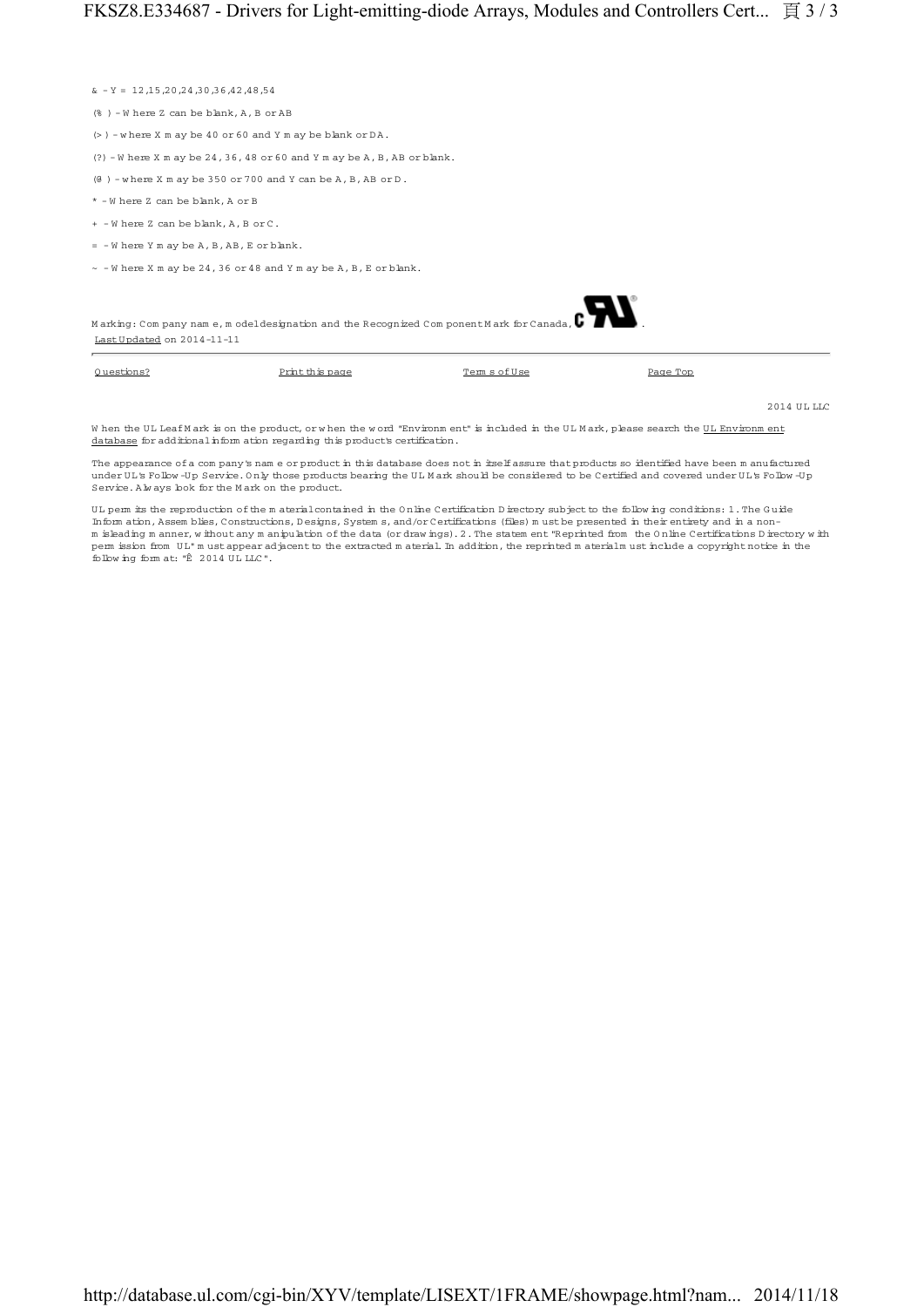& - Y = 12,15,20,24,30,36,42,48,54

(% ) - Where Z can be blank, A, B or AB

(> ) - where X may be 40 or 60 and Y may be blank or DA.

(?) - Where X may be 24, 36, 48 or 60 and Y may be A, B, AB or blank.

(@ ) - where X may be 350 or 700 and Y can be A, B, AB or D.

* - Where Z can be blank, A or B

+ - Where Z can be blank, A, B or C.

= - Where Y may be A, B, AB, E or blank.

~ - Where X may be 24, 36 or 48 and Y may be A, B, E or blank.

Marking: Company name, model designation and the Recognized Component Mark for Canada, .

Last Updated on 2014-11-11

Questions? Print this page Terms of Use Page Top

2014 UL LLC

When the UL Leaf Mark is on the product, or when the word "Environment" is included in the UL Mark, please search the UL Environment database for additional information regarding this product's certification.

The appearance of a company's name or product in this database does not in itself assure that products so identified have been manufactured under UL's Follow-Up Service. Only those products bearing the UL Mark should be considered to be Certified and covered under UL's Follow-Up Service. Always look for the Mark on the product.

UL permits the reproduction of the material contained in the Online Certification Directory subject to the following conditions: 1. The Guide Information, Assemblies, Constructions, Designs, Systems, and/or Certifications (files) must be presented in their entirety and in a non-misleading manner, without any manipulation of the data (or drawings). 2. The statement "Reprinted from the Online Certifications Directory with permission from UL" must appear adjacent to the extracted material. In addition, the reprinted material must include a copyright notice in the following format: "Ê 2014 UL LLC".